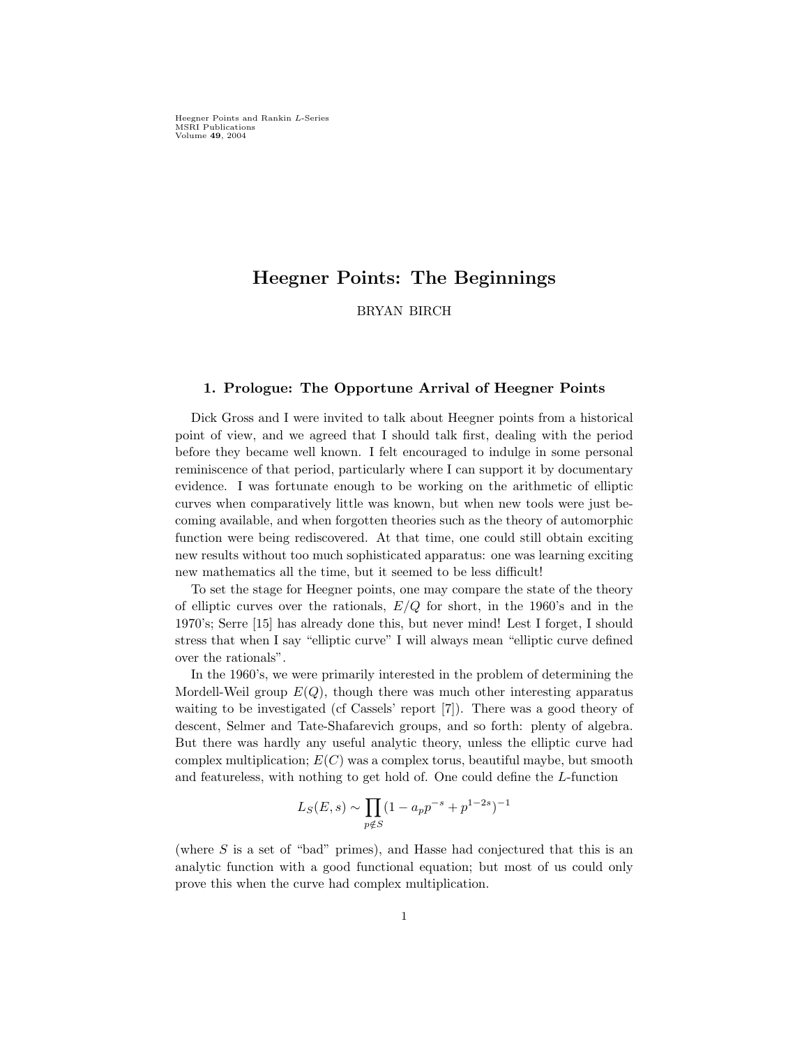# Heegner Points: The Beginnings

BRYAN BIRCH

## 1. Prologue: The Opportune Arrival of Heegner Points

Dick Gross and I were invited to talk about Heegner points from a historical point of view, and we agreed that I should talk first, dealing with the period before they became well known. I felt encouraged to indulge in some personal reminiscence of that period, particularly where I can support it by documentary evidence. I was fortunate enough to be working on the arithmetic of elliptic curves when comparatively little was known, but when new tools were just becoming available, and when forgotten theories such as the theory of automorphic function were being rediscovered. At that time, one could still obtain exciting new results without too much sophisticated apparatus: one was learning exciting new mathematics all the time, but it seemed to be less difficult!

To set the stage for Heegner points, one may compare the state of the theory of elliptic curves over the rationals, $E/Q$ for short, in the 1960's and in the 1970's; Serre [15] has already done this, but never mind! Lest I forget, I should stress that when I say "elliptic curve" I will always mean "elliptic curve defined over the rationals".

In the 1960's, we were primarily interested in the problem of determining the Mordell-Weil group $E(Q)$, though there was much other interesting apparatus waiting to be investigated (cf Cassels' report [7]). There was a good theory of descent, Selmer and Tate-Shafarevich groups, and so forth: plenty of algebra. But there was hardly any useful analytic theory, unless the elliptic curve had complex multiplication; $E(C)$ was a complex torus, beautiful maybe, but smooth and featureless, with nothing to get hold of. One could define the $L$-function

$$L_S(E,s) \sim \prod_{p \notin S} (1 - a_p p^{-s} + p^{1-2s})^{-1}$$

(where $S$ is a set of "bad" primes), and Hasse had conjectured that this is an analytic function with a good functional equation; but most of us could only prove this when the curve had complex multiplication.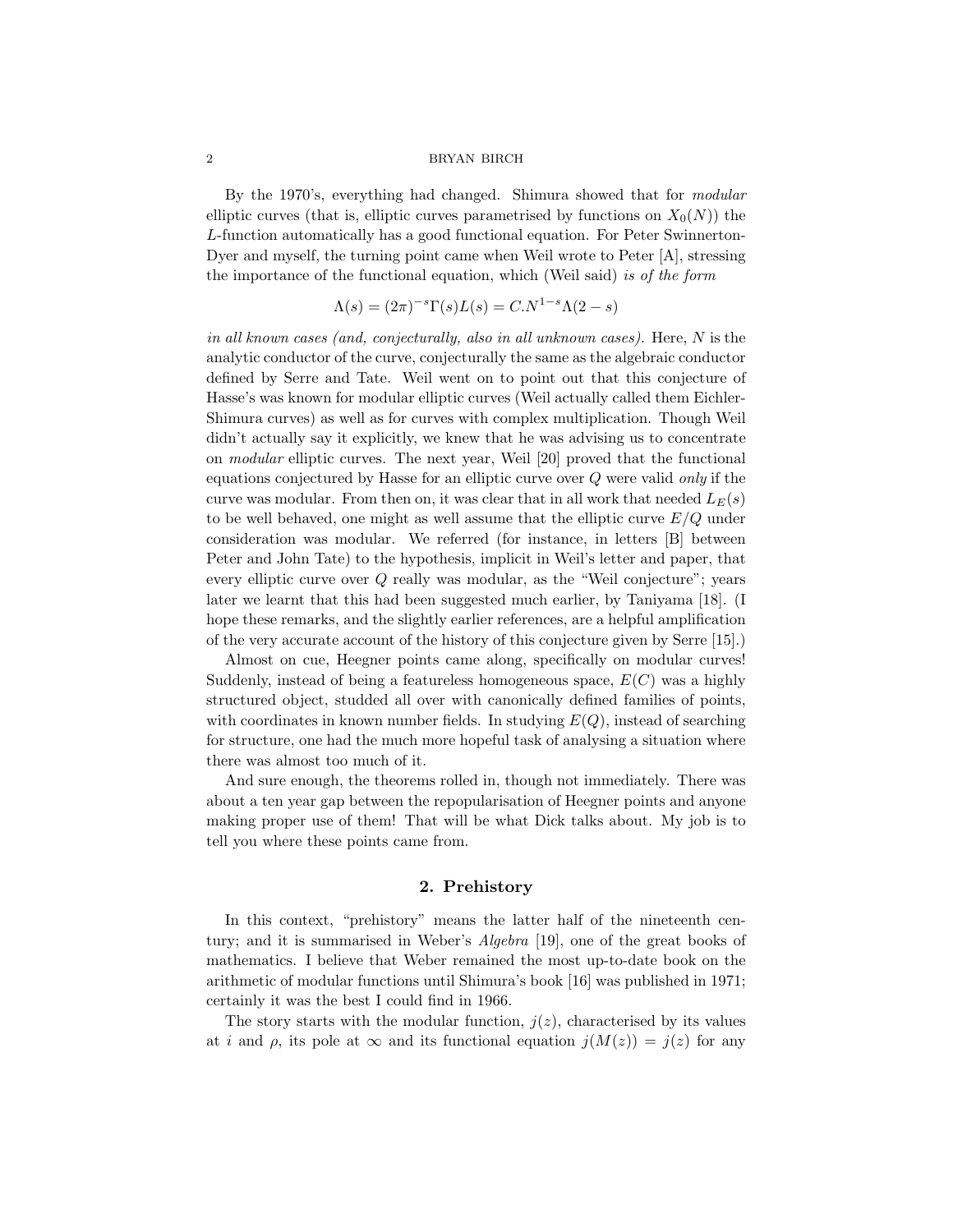By the 1970's, everything had changed. Shimura showed that for *modular* elliptic curves (that is, elliptic curves parametrised by functions on $X_0(N)$) the $L$-function automatically has a good functional equation. For Peter Swinnerton-Dyer and myself, the turning point came when Weil wrote to Peter [A], stressing the importance of the functional equation, which (Weil said) *is of the form*

$$\Lambda(s) = (2\pi)^{-s}\Gamma(s)L(s) = C.N^{1-s}\Lambda(2-s)$$

*in all known cases (and, conjecturally, also in all unknown cases).* Here, $N$ is the analytic conductor of the curve, conjecturally the same as the algebraic conductor defined by Serre and Tate. Weil went on to point out that this conjecture of Hasse's was known for modular elliptic curves (Weil actually called them Eichler-Shimura curves) as well as for curves with complex multiplication. Though Weil didn't actually say it explicitly, we knew that he was advising us to concentrate on *modular* elliptic curves. The next year, Weil [20] proved that the functional equations conjectured by Hasse for an elliptic curve over $Q$ were valid *only* if the curve was modular. From then on, it was clear that in all work that needed $L_E(s)$ to be well behaved, one might as well assume that the elliptic curve $E/Q$ under consideration was modular. We referred (for instance, in letters [B] between Peter and John Tate) to the hypothesis, implicit in Weil's letter and paper, that every elliptic curve over $Q$ really was modular, as the "Weil conjecture"; years later we learnt that this had been suggested much earlier, by Taniyama [18]. (I hope these remarks, and the slightly earlier references, are a helpful amplification of the very accurate account of the history of this conjecture given by Serre [15].)

Almost on cue, Heegner points came along, specifically on modular curves! Suddenly, instead of being a featureless homogeneous space, $E(C)$ was a highly structured object, studded all over with canonically defined families of points, with coordinates in known number fields. In studying $E(Q)$, instead of searching for structure, one had the much more hopeful task of analysing a situation where there was almost too much of it.

And sure enough, the theorems rolled in, though not immediately. There was about a ten year gap between the repopularisation of Heegner points and anyone making proper use of them! That will be what Dick talks about. My job is to tell you where these points came from.

## 2. Prehistory

In this context, "prehistory" means the latter half of the nineteenth century; and it is summarised in Weber's *Algebra* [19], one of the great books of mathematics. I believe that Weber remained the most up-to-date book on the arithmetic of modular functions until Shimura's book [16] was published in 1971; certainly it was the best I could find in 1966.

The story starts with the modular function, $j(z)$, characterised by its values at $i$ and $\rho$, its pole at $\infty$ and its functional equation $j(M(z)) = j(z)$ for any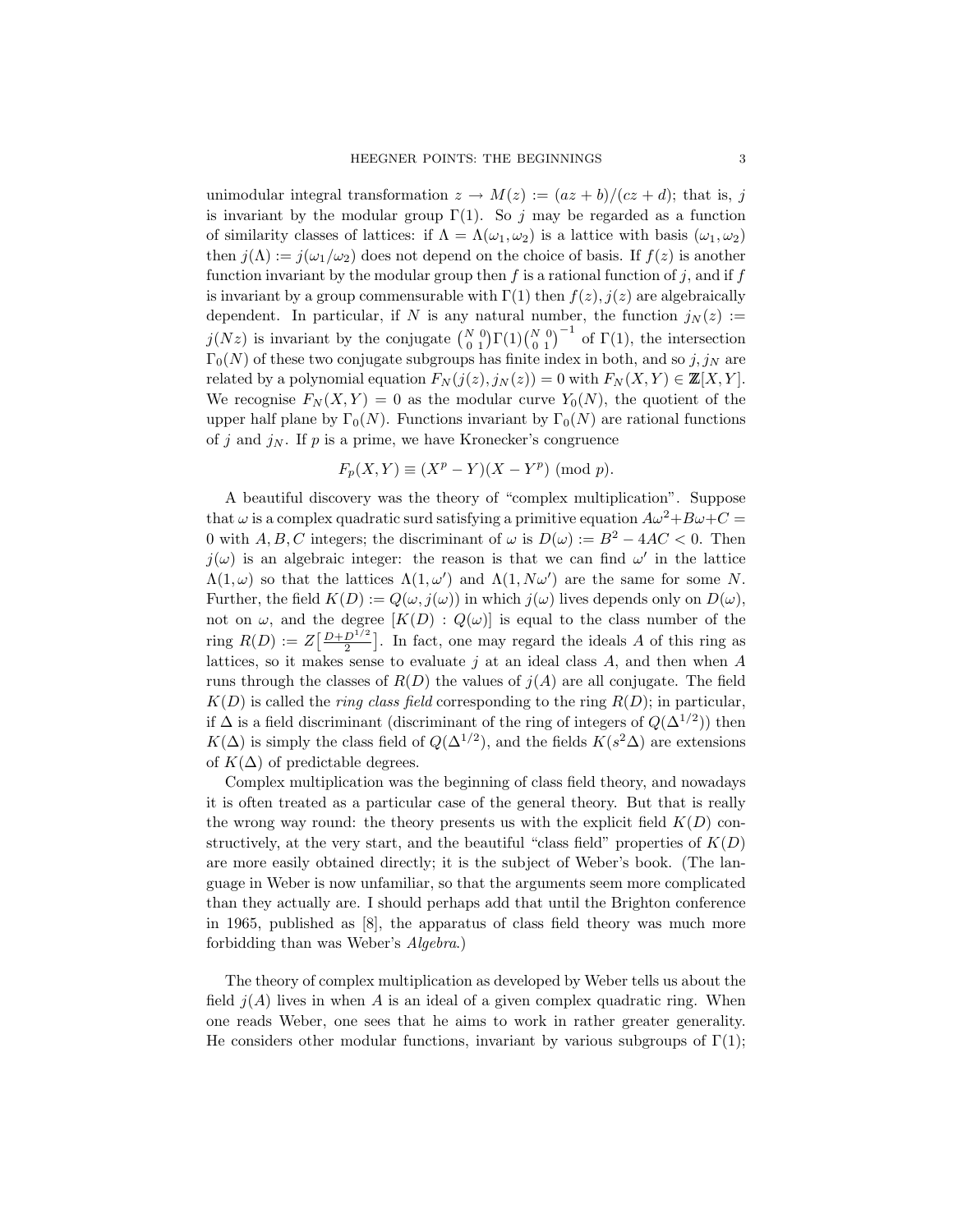unimodular integral transformation $z \to M(z) := (az+b)/(cz+d)$; that is, $j$ is invariant by the modular group $\Gamma(1)$. So $j$ may be regarded as a function of similarity classes of lattices: if $\Lambda = \Lambda(\omega_1, \omega_2)$ is a lattice with basis $(\omega_1, \omega_2)$ then $j(\Lambda) := j(\omega_1/\omega_2)$ does not depend on the choice of basis. If $f(z)$ is another function invariant by the modular group then $f$ is a rational function of $j$, and if $f$ is invariant by a group commensurable with $\Gamma(1)$ then $f(z), j(z)$ are algebraically dependent. In particular, if $N$ is any natural number, the function $j_N(z) := j(Nz)$ is invariant by the conjugate $\left(\begin{smallmatrix} N & 0 \\ 0 & 1 \end{smallmatrix}\right)\Gamma(1)\left(\begin{smallmatrix} N & 0 \\ 0 & 1 \end{smallmatrix}\right)^{-1}$ of $\Gamma(1)$, the intersection $\Gamma_0(N)$ of these two conjugate subgroups has finite index in both, and so $j, j_N$ are related by a polynomial equation $F_N(j(z), j_N(z)) = 0$ with $F_N(X,Y) \in \mathbb{Z}[X,Y]$. We recognise $F_N(X,Y) = 0$ as the modular curve $Y_0(N)$, the quotient of the upper half plane by $\Gamma_0(N)$. Functions invariant by $\Gamma_0(N)$ are rational functions of $j$ and $j_N$. If $p$ is a prime, we have Kronecker's congruence

$$F_p(X,Y) \equiv (X^p - Y)(X - Y^p) \pmod{p}.$$

A beautiful discovery was the theory of "complex multiplication". Suppose that $\omega$ is a complex quadratic surd satisfying a primitive equation $A\omega^2 + B\omega + C = 0$ with $A, B, C$ integers; the discriminant of $\omega$ is $D(\omega) := B^2 - 4AC < 0$. Then $j(\omega)$ is an algebraic integer: the reason is that we can find $\omega'$ in the lattice $\Lambda(1, \omega)$ so that the lattices $\Lambda(1, \omega')$ and $\Lambda(1, N\omega')$ are the same for some $N$. Further, the field $K(D) := Q(\omega, j(\omega))$ in which $j(\omega)$ lives depends only on $D(\omega)$, not on $\omega$, and the degree $[K(D) : Q(\omega)]$ is equal to the class number of the ring $R(D) := Z\left[\frac{D + D^{1/2}}{2}\right]$. In fact, one may regard the ideals $A$ of this ring as lattices, so it makes sense to evaluate $j$ at an ideal class $A$, and then when $A$ runs through the classes of $R(D)$ the values of $j(A)$ are all conjugate. The field $K(D)$ is called the *ring class field* corresponding to the ring $R(D)$; in particular, if $\Delta$ is a field discriminant (discriminant of the ring of integers of $Q(\Delta^{1/2})$) then $K(\Delta)$ is simply the class field of $Q(\Delta^{1/2})$, and the fields $K(s^2\Delta)$ are extensions of $K(\Delta)$ of predictable degrees.

Complex multiplication was the beginning of class field theory, and nowadays it is often treated as a particular case of the general theory. But that is really the wrong way round: the theory presents us with the explicit field $K(D)$ constructively, at the very start, and the beautiful "class field" properties of $K(D)$ are more easily obtained directly; it is the subject of Weber's book. (The language in Weber is now unfamiliar, so that the arguments seem more complicated than they actually are. I should perhaps add that until the Brighton conference in 1965, published as [8], the apparatus of class field theory was much more forbidding than was Weber's *Algebra*.)

The theory of complex multiplication as developed by Weber tells us about the field $j(A)$ lives in when $A$ is an ideal of a given complex quadratic ring. When one reads Weber, one sees that he aims to work in rather greater generality. He considers other modular functions, invariant by various subgroups of $\Gamma(1)$;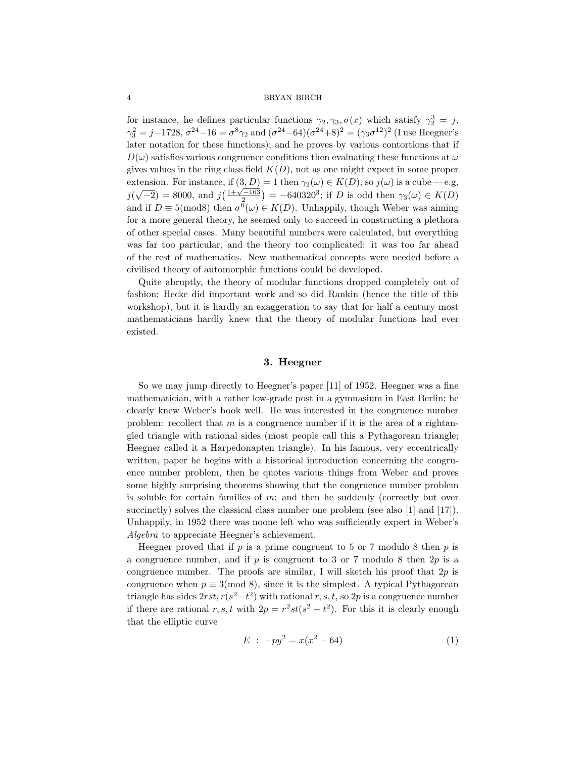for instance, he defines particular functions $\gamma_2, \gamma_3, \sigma(x)$ which satisfy $\gamma_2^3 = j$, $\gamma_3^2 = j-1728$, $\sigma^{24}-16 = \sigma^8\gamma_2$ and $(\sigma^{24}-64)(\sigma^{24}+8)^2 = (\gamma_3\sigma^{12})^2$ (I use Heegner's later notation for these functions); and he proves by various contortions that if $D(\omega)$ satisfies various congruence conditions then evaluating these functions at $\omega$ gives values in the ring class field $K(D)$, not as one might expect in some proper extension. For instance, if $(3, D) = 1$ then $\gamma_2(\omega) \in K(D)$, so $j(\omega)$ is a cube — e.g, $j(\sqrt{-2}) = 8000$, and $j\big(\frac{1+\sqrt{-163}}{2}\big) = -640320^3$; if $D$ is odd then $\gamma_3(\omega) \in K(D)$ and if $D \equiv 5(\text{mod}8)$ then $\sigma^6(\omega) \in K(D)$. Unhappily, though Weber was aiming for a more general theory, he seemed only to succeed in constructing a plethora of other special cases. Many beautiful numbers were calculated, but everything was far too particular, and the theory too complicated: it was too far ahead of the rest of mathematics. New mathematical concepts were needed before a civilised theory of automorphic functions could be developed.

Quite abruptly, the theory of modular functions dropped completely out of fashion; Hecke did important work and so did Rankin (hence the title of this workshop), but it is hardly an exaggeration to say that for half a century most mathematicians hardly knew that the theory of modular functions had ever existed.

## 3. Heegner

So we may jump directly to Heegner's paper [11] of 1952. Heegner was a fine mathematician, with a rather low-grade post in a gymnasium in East Berlin; he clearly knew Weber's book well. He was interested in the congruence number problem: recollect that $m$ is a congruence number if it is the area of a rightangled triangle with rational sides (most people call this a Pythagorean triangle; Heegner called it a Harpedonapten triangle). In his famous, very eccentrically written, paper he begins with a historical introduction concerning the congruence number problem, then he quotes various things from Weber and proves some highly surprising theorems showing that the congruence number problem is soluble for certain families of $m$; and then he suddenly (correctly but over succinctly) solves the classical class number one problem (see also [1] and [17]). Unhappily, in 1952 there was noone left who was sufficiently expert in Weber's *Algebra* to appreciate Heegner's achievement.

Heegner proved that if $p$ is a prime congruent to 5 or 7 modulo 8 then $p$ is a congruence number, and if $p$ is congruent to 3 or 7 modulo 8 then $2p$ is a congruence number. The proofs are similar, I will sketch his proof that $2p$ is congruence when $p \equiv 3(\text{mod } 8)$, since it is the simplest. A typical Pythagorean triangle has sides $2rst, r(s^2-t^2)$ with rational $r, s, t$, so $2p$ is a congruence number if there are rational $r, s, t$ with $2p = r^2st(s^2-t^2)$. For this it is clearly enough that the elliptic curve

$$E \ : \ -py^2 = x(x^2-64) \tag{1}$$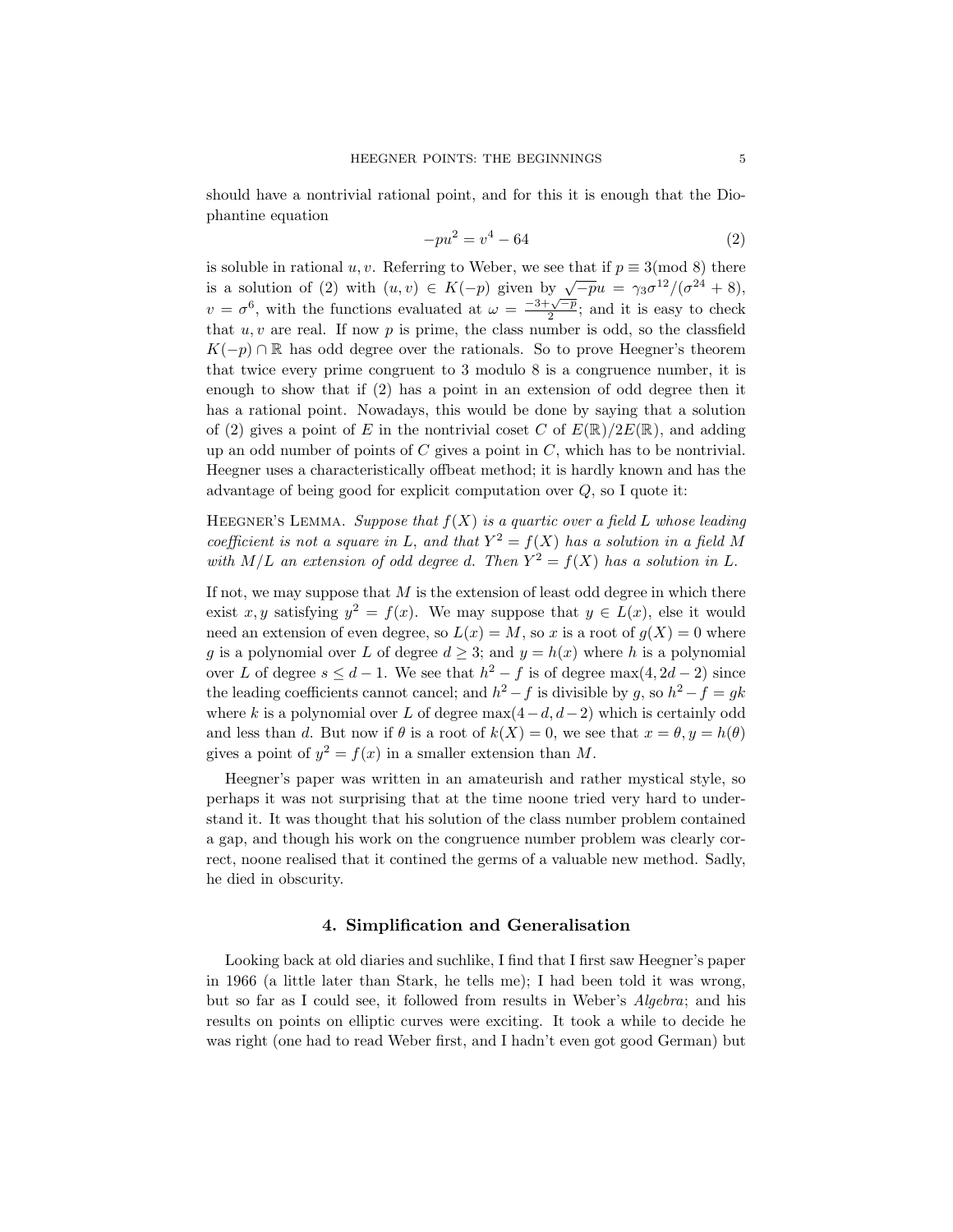should have a nontrivial rational point, and for this it is enough that the Diophantine equation

$$-pu^2 = v^4 - 64 \tag{2}$$

is soluble in rational $u, v$. Referring to Weber, we see that if $p \equiv 3 (\text{mod } 8)$ there is a solution of (2) with $(u, v) \in K(-p)$ given by $\sqrt{-p}u = \gamma_3 \sigma^{12}/(\sigma^{24} + 8)$, $v = \sigma^6$, with the functions evaluated at $\omega = \frac{-3+\sqrt{-p}}{2}$; and it is easy to check that $u, v$ are real. If now $p$ is prime, the class number is odd, so the classfield $K(-p) \cap \mathbb{R}$ has odd degree over the rationals. So to prove Heegner's theorem that twice every prime congruent to 3 modulo 8 is a congruence number, it is enough to show that if (2) has a point in an extension of odd degree then it has a rational point. Nowadays, this would be done by saying that a solution of (2) gives a point of $E$ in the nontrivial coset $C$ of $E(\mathbb{R})/2E(\mathbb{R})$, and adding up an odd number of points of $C$ gives a point in $C$, which has to be nontrivial. Heegner uses a characteristically offbeat method; it is hardly known and has the advantage of being good for explicit computation over $Q$, so I quote it:

Heegner's Lemma. *Suppose that $f(X)$ is a quartic over a field $L$ whose leading coefficient is not a square in $L$, and that $Y^2 = f(X)$ has a solution in a field $M$ with $M/L$ an extension of odd degree $d$. Then $Y^2 = f(X)$ has a solution in $L$.*

If not, we may suppose that $M$ is the extension of least odd degree in which there exist $x, y$ satisfying $y^2 = f(x)$. We may suppose that $y \in L(x)$, else it would need an extension of even degree, so $L(x) = M$, so $x$ is a root of $g(X) = 0$ where $g$ is a polynomial over $L$ of degree $d \geq 3$; and $y = h(x)$ where $h$ is a polynomial over $L$ of degree $s \leq d - 1$. We see that $h^2 - f$ is of degree $\max(4, 2d - 2)$ since the leading coefficients cannot cancel; and $h^2 - f$ is divisible by $g$, so $h^2 - f = gk$ where $k$ is a polynomial over $L$ of degree $\max(4 - d, d - 2)$ which is certainly odd and less than $d$. But now if $\theta$ is a root of $k(X) = 0$, we see that $x = \theta, y = h(\theta)$ gives a point of $y^2 = f(x)$ in a smaller extension than $M$.

Heegner's paper was written in an amateurish and rather mystical style, so perhaps it was not surprising that at the time noone tried very hard to understand it. It was thought that his solution of the class number problem contained a gap, and though his work on the congruence number problem was clearly correct, noone realised that it contined the germs of a valuable new method. Sadly, he died in obscurity.

## 4. Simplification and Generalisation

Looking back at old diaries and suchlike, I find that I first saw Heegner's paper in 1966 (a little later than Stark, he tells me); I had been told it was wrong, but so far as I could see, it followed from results in Weber's *Algebra*; and his results on points on elliptic curves were exciting. It took a while to decide he was right (one had to read Weber first, and I hadn't even got good German) but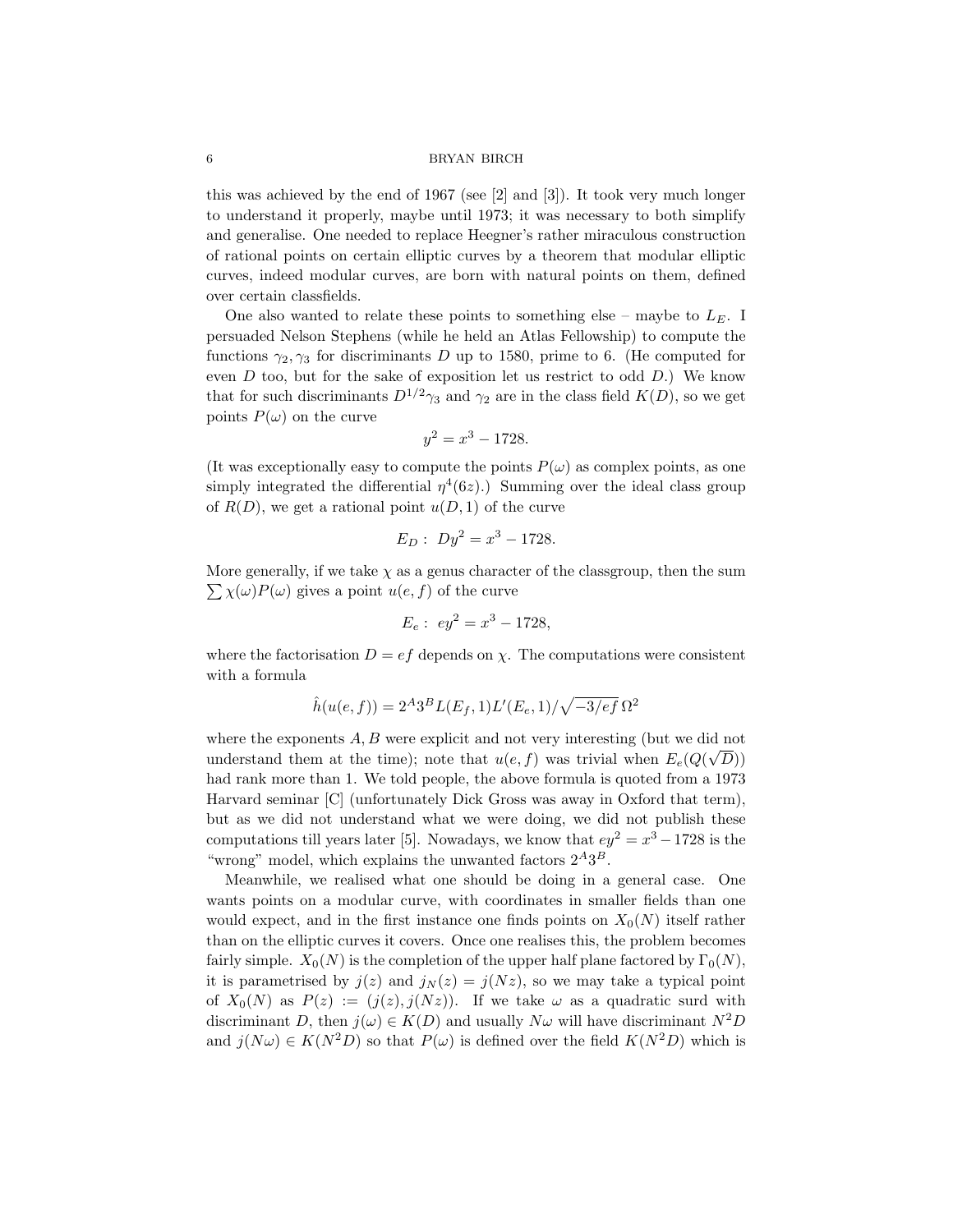this was achieved by the end of 1967 (see [2] and [3]). It took very much longer to understand it properly, maybe until 1973; it was necessary to both simplify and generalise. One needed to replace Heegner's rather miraculous construction of rational points on certain elliptic curves by a theorem that modular elliptic curves, indeed modular curves, are born with natural points on them, defined over certain classfields.

One also wanted to relate these points to something else – maybe to $L_E$. I persuaded Nelson Stephens (while he held an Atlas Fellowship) to compute the functions $\gamma_2, \gamma_3$ for discriminants $D$ up to 1580, prime to 6. (He computed for even $D$ too, but for the sake of exposition let us restrict to odd $D$.) We know that for such discriminants $D^{1/2}\gamma_3$ and $\gamma_2$ are in the class field $K(D)$, so we get points $P(\omega)$ on the curve

$$y^2 = x^3 - 1728.$$

(It was exceptionally easy to compute the points $P(\omega)$ as complex points, as one simply integrated the differential $\eta^4(6z)$.) Summing over the ideal class group of $R(D)$, we get a rational point $u(D, 1)$ of the curve

$$E_D : \; Dy^2 = x^3 - 1728.$$

More generally, if we take $\chi$ as a genus character of the classgroup, then the sum $\sum \chi(\omega)P(\omega)$ gives a point $u(e, f)$ of the curve

$$E_e : \; ey^2 = x^3 - 1728,$$

where the factorisation $D = ef$ depends on $\chi$. The computations were consistent with a formula

$$\hat{h}(u(e, f)) = 2^A 3^B L(E_f, 1) L'(E_e, 1)/\sqrt{-3/ef}\, \Omega^2$$

where the exponents $A, B$ were explicit and not very interesting (but we did not understand them at the time); note that $u(e, f)$ was trivial when $E_e(Q(\sqrt{D}))$ had rank more than 1. We told people, the above formula is quoted from a 1973 Harvard seminar [C] (unfortunately Dick Gross was away in Oxford that term), but as we did not understand what we were doing, we did not publish these computations till years later [5]. Nowadays, we know that $ey^2 = x^3 - 1728$ is the "wrong" model, which explains the unwanted factors $2^A 3^B$.

Meanwhile, we realised what one should be doing in a general case. One wants points on a modular curve, with coordinates in smaller fields than one would expect, and in the first instance one finds points on $X_0(N)$ itself rather than on the elliptic curves it covers. Once one realises this, the problem becomes fairly simple. $X_0(N)$ is the completion of the upper half plane factored by $\Gamma_0(N)$, it is parametrised by $j(z)$ and $j_N(z) = j(Nz)$, so we may take a typical point of $X_0(N)$ as $P(z) := (j(z), j(Nz))$. If we take $\omega$ as a quadratic surd with discriminant $D$, then $j(\omega) \in K(D)$ and usually $N\omega$ will have discriminant $N^2D$ and $j(N\omega) \in K(N^2D)$ so that $P(\omega)$ is defined over the field $K(N^2D)$ which is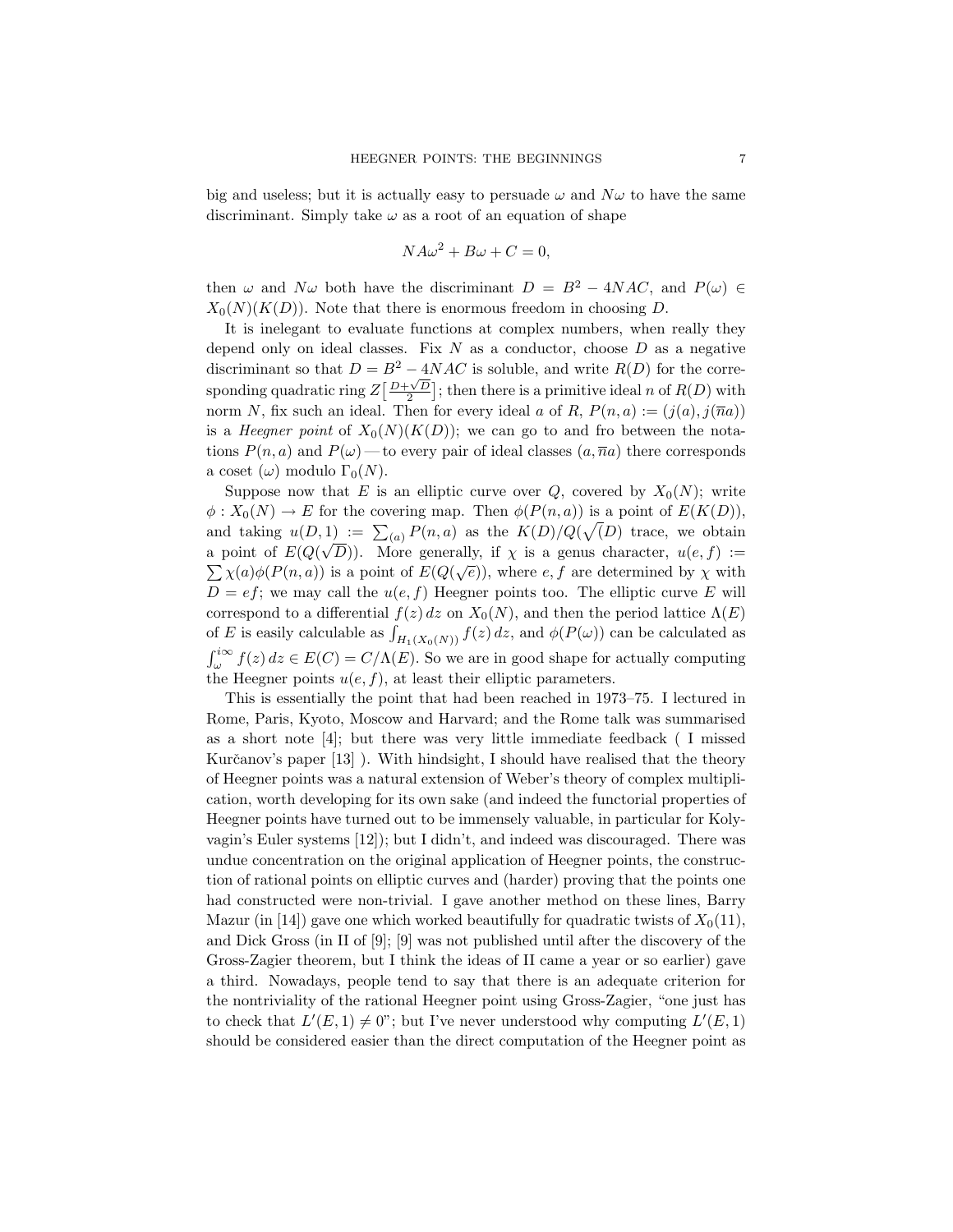big and useless; but it is actually easy to persuade $\omega$ and $N\omega$ to have the same discriminant. Simply take $\omega$ as a root of an equation of shape

$$NA\omega^2 + B\omega + C = 0,$$

then $\omega$ and $N\omega$ both have the discriminant $D = B^2 - 4NAC$, and $P(\omega) \in X_0(N)(K(D))$. Note that there is enormous freedom in choosing $D$.

It is inelegant to evaluate functions at complex numbers, when really they depend only on ideal classes. Fix $N$ as a conductor, choose $D$ as a negative discriminant so that $D = B^2 - 4NAC$ is soluble, and write $R(D)$ for the corresponding quadratic ring $Z\left[\frac{D+\sqrt{D}}{2}\right]$; then there is a primitive ideal $n$ of $R(D)$ with norm $N$, fix such an ideal. Then for every ideal $a$ of $R$, $P(n, a) := (j(a), j(\overline{n}a))$ is a *Heegner point* of $X_0(N)(K(D))$; we can go to and fro between the notations $P(n, a)$ and $P(\omega)$ — to every pair of ideal classes $(a, \overline{n}a)$ there corresponds a coset $(\omega)$ modulo $\Gamma_0(N)$.

Suppose now that $E$ is an elliptic curve over $Q$, covered by $X_0(N)$; write $\phi : X_0(N) \to E$ for the covering map. Then $\phi(P(n, a))$ is a point of $E(K(D))$, and taking $u(D, 1) := \sum_{(a)} P(n, a)$ as the $K(D)/Q(\sqrt(D)$ trace, we obtain a point of $E(Q(\sqrt{D}))$. More generally, if $\chi$ is a genus character, $u(e, f) := \sum \chi(a)\phi(P(n, a))$ is a point of $E(Q(\sqrt{e}))$, where $e, f$ are determined by $\chi$ with $D = ef$; we may call the $u(e, f)$ Heegner points too. The elliptic curve $E$ will correspond to a differential $f(z)\, dz$ on $X_0(N)$, and then the period lattice $\Lambda(E)$ of $E$ is easily calculable as $\int_{H_1(X_0(N))} f(z)\, dz$, and $\phi(P(\omega))$ can be calculated as $\int_{\omega}^{i\infty} f(z)\, dz \in E(C) = C/\Lambda(E)$. So we are in good shape for actually computing the Heegner points $u(e, f)$, at least their elliptic parameters.

This is essentially the point that had been reached in 1973–75. I lectured in Rome, Paris, Kyoto, Moscow and Harvard; and the Rome talk was summarised as a short note [4]; but there was very little immediate feedback ( I missed Kurčanov's paper [13] ). With hindsight, I should have realised that the theory of Heegner points was a natural extension of Weber's theory of complex multiplication, worth developing for its own sake (and indeed the functorial properties of Heegner points have turned out to be immensely valuable, in particular for Kolyvagin's Euler systems [12]); but I didn't, and indeed was discouraged. There was undue concentration on the original application of Heegner points, the construction of rational points on elliptic curves and (harder) proving that the points one had constructed were non-trivial. I gave another method on these lines, Barry Mazur (in [14]) gave one which worked beautifully for quadratic twists of $X_0(11)$, and Dick Gross (in II of [9]; [9] was not published until after the discovery of the Gross-Zagier theorem, but I think the ideas of II came a year or so earlier) gave a third. Nowadays, people tend to say that there is an adequate criterion for the nontriviality of the rational Heegner point using Gross-Zagier, "one just has to check that $L'(E, 1) \neq 0$"; but I've never understood why computing $L'(E, 1)$ should be considered easier than the direct computation of the Heegner point as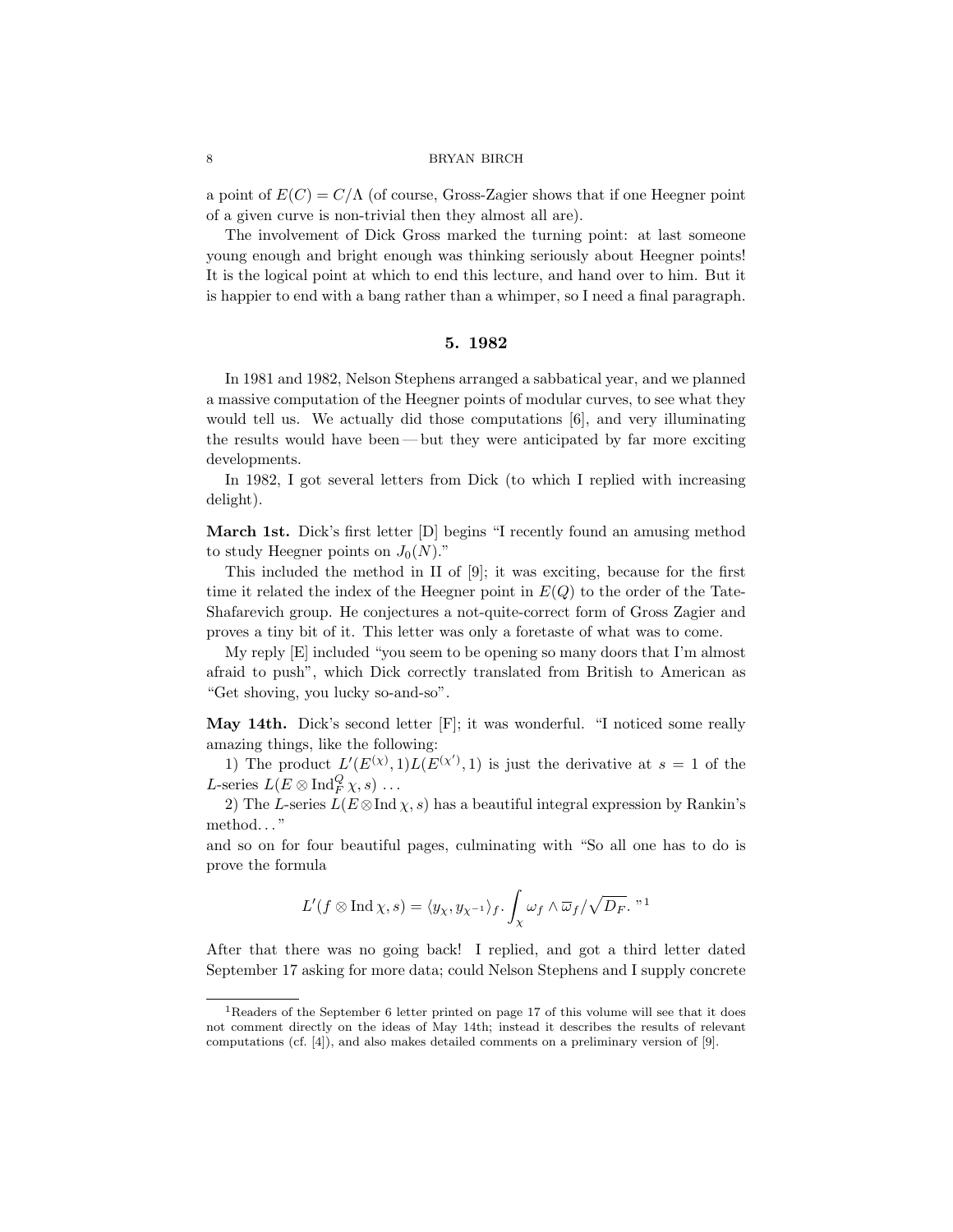a point of $E(C) = C/\Lambda$ (of course, Gross-Zagier shows that if one Heegner point of a given curve is non-trivial then they almost all are).

The involvement of Dick Gross marked the turning point: at last someone young enough and bright enough was thinking seriously about Heegner points! It is the logical point at which to end this lecture, and hand over to him. But it is happier to end with a bang rather than a whimper, so I need a final paragraph.

## 5. 1982

In 1981 and 1982, Nelson Stephens arranged a sabbatical year, and we planned a massive computation of the Heegner points of modular curves, to see what they would tell us. We actually did those computations [6], and very illuminating the results would have been — but they were anticipated by far more exciting developments.

In 1982, I got several letters from Dick (to which I replied with increasing delight).

**March 1st.** Dick's first letter [D] begins "I recently found an amusing method to study Heegner points on $J_0(N)$."

This included the method in II of [9]; it was exciting, because for the first time it related the index of the Heegner point in $E(Q)$ to the order of the Tate-Shafarevich group. He conjectures a not-quite-correct form of Gross Zagier and proves a tiny bit of it. This letter was only a foretaste of what was to come.

My reply [E] included "you seem to be opening so many doors that I'm almost afraid to push", which Dick correctly translated from British to American as "Get shoving, you lucky so-and-so".

**May 14th.** Dick's second letter [F]; it was wonderful. "I noticed some really amazing things, like the following:

1) The product $L'(E^{(\chi)}, 1)L(E^{(\chi')}, 1)$ is just the derivative at $s = 1$ of the $L$-series $L(E \otimes \mathrm{Ind}_F^Q \chi, s) \ldots$

2) The $L$-series $L(E \otimes \mathrm{Ind}\, \chi, s)$ has a beautiful integral expression by Rankin's method..."

and so on for four beautiful pages, culminating with "So all one has to do is prove the formula

$$L'(f \otimes \mathrm{Ind}\, \chi, s) = \langle y_\chi, y_{\chi^{-1}} \rangle_f . \int_\chi \omega_f \wedge \overline{\omega}_f / \sqrt{D_F}. \text{"[1]}$$

After that there was no going back! I replied, and got a third letter dated September 17 asking for more data; could Nelson Stephens and I supply concrete

[1]Readers of the September 6 letter printed on page 17 of this volume will see that it does not comment directly on the ideas of May 14th; instead it describes the results of relevant computations (cf. [4]), and also makes detailed comments on a preliminary version of [9].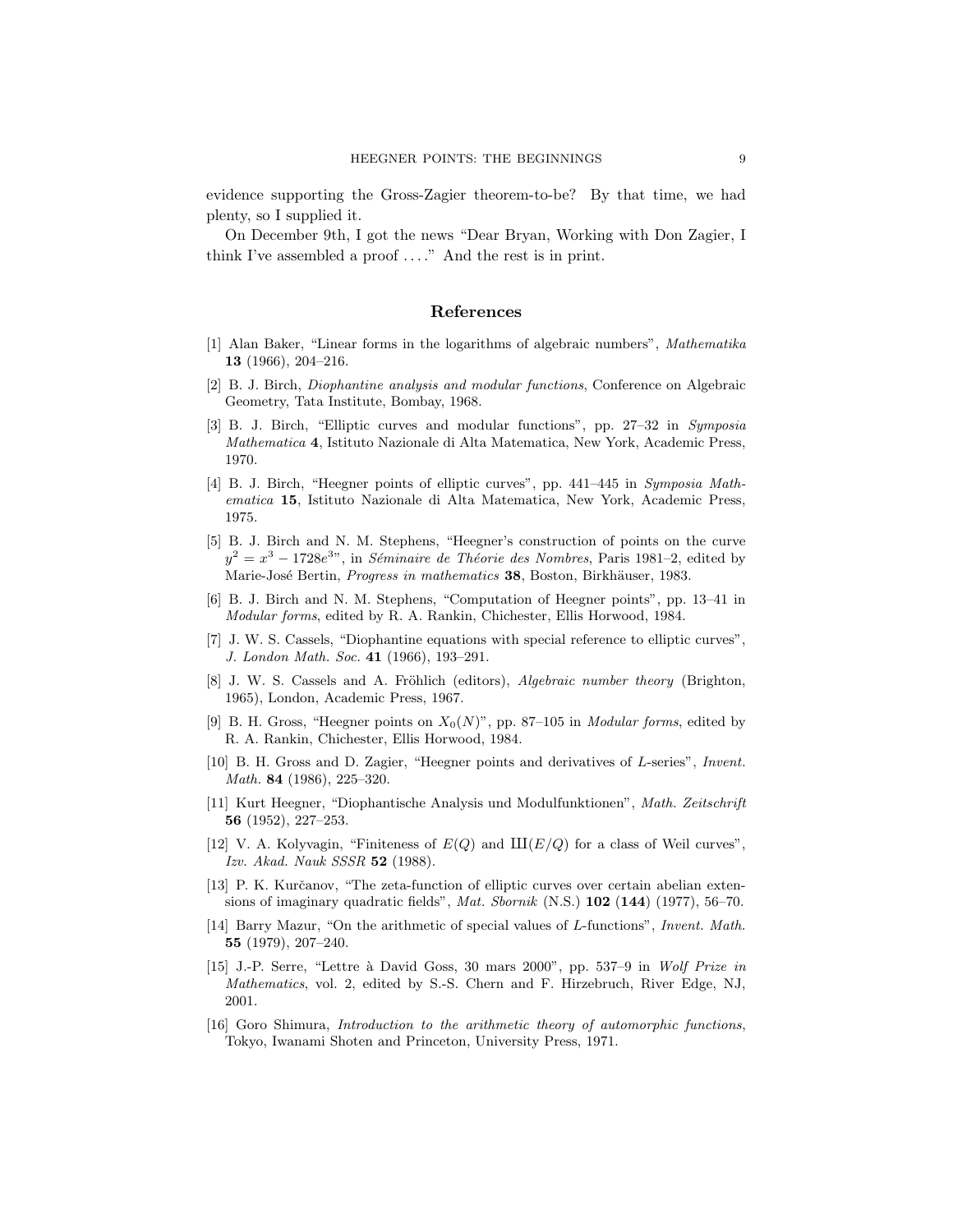evidence supporting the Gross-Zagier theorem-to-be? By that time, we had plenty, so I supplied it.

On December 9th, I got the news "Dear Bryan, Working with Don Zagier, I think I've assembled a proof ...." And the rest is in print.

## References

[1] Alan Baker, "Linear forms in the logarithms of algebraic numbers", *Mathematika* **13** (1966), 204–216.

[2] B. J. Birch, *Diophantine analysis and modular functions*, Conference on Algebraic Geometry, Tata Institute, Bombay, 1968.

[3] B. J. Birch, "Elliptic curves and modular functions", pp. 27–32 in *Symposia Mathematica* **4**, Istituto Nazionale di Alta Matematica, New York, Academic Press, 1970.

[4] B. J. Birch, "Heegner points of elliptic curves", pp. 441–445 in *Symposia Mathematica* **15**, Istituto Nazionale di Alta Matematica, New York, Academic Press, 1975.

[5] B. J. Birch and N. M. Stephens, "Heegner's construction of points on the curve $y^2 = x^3 - 1728e^3$", in *Séminaire de Théorie des Nombres*, Paris 1981–2, edited by Marie-José Bertin, *Progress in mathematics* **38**, Boston, Birkhäuser, 1983.

[6] B. J. Birch and N. M. Stephens, "Computation of Heegner points", pp. 13–41 in *Modular forms*, edited by R. A. Rankin, Chichester, Ellis Horwood, 1984.

[7] J. W. S. Cassels, "Diophantine equations with special reference to elliptic curves", *J. London Math. Soc.* **41** (1966), 193–291.

[8] J. W. S. Cassels and A. Fröhlich (editors), *Algebraic number theory* (Brighton, 1965), London, Academic Press, 1967.

[9] B. H. Gross, "Heegner points on $X_0(N)$", pp. 87–105 in *Modular forms*, edited by R. A. Rankin, Chichester, Ellis Horwood, 1984.

[10] B. H. Gross and D. Zagier, "Heegner points and derivatives of $L$-series", *Invent. Math.* **84** (1986), 225–320.

[11] Kurt Heegner, "Diophantische Analysis und Modulfunktionen", *Math. Zeitschrift* **56** (1952), 227–253.

[12] V. A. Kolyvagin, "Finiteness of $E(Q)$ and $Ш(E/Q)$ for a class of Weil curves", *Izv. Akad. Nauk SSSR* **52** (1988).

[13] P. K. Kurčanov, "The zeta-function of elliptic curves over certain abelian extensions of imaginary quadratic fields", *Mat. Sbornik* (N.S.) **102** (**144**) (1977), 56–70.

[14] Barry Mazur, "On the arithmetic of special values of $L$-functions", *Invent. Math.* **55** (1979), 207–240.

[15] J.-P. Serre, "Lettre à David Goss, 30 mars 2000", pp. 537–9 in *Wolf Prize in Mathematics*, vol. 2, edited by S.-S. Chern and F. Hirzebruch, River Edge, NJ, 2001.

[16] Goro Shimura, *Introduction to the arithmetic theory of automorphic functions*, Tokyo, Iwanami Shoten and Princeton, University Press, 1971.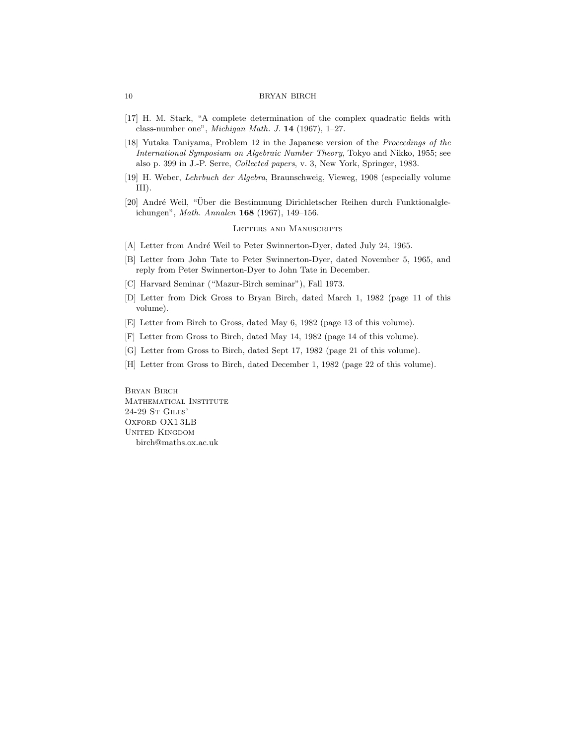[17] H. M. Stark, "A complete determination of the complex quadratic fields with class-number one", *Michigan Math. J.* **14** (1967), 1–27.

[18] Yutaka Taniyama, Problem 12 in the Japanese version of the *Proceedings of the International Symposium on Algebraic Number Theory*, Tokyo and Nikko, 1955; see also p. 399 in J.-P. Serre, *Collected papers*, v. 3, New York, Springer, 1983.

[19] H. Weber, *Lehrbuch der Algebra*, Braunschweig, Vieweg, 1908 (especially volume III).

[20] André Weil, "Über die Bestimmung Dirichletscher Reihen durch Funktionalgleichungen", *Math. Annalen* **168** (1967), 149–156.

## Letters and Manuscripts

[A] Letter from André Weil to Peter Swinnerton-Dyer, dated July 24, 1965.

[B] Letter from John Tate to Peter Swinnerton-Dyer, dated November 5, 1965, and reply from Peter Swinnerton-Dyer to John Tate in December.

[C] Harvard Seminar ("Mazur-Birch seminar"), Fall 1973.

[D] Letter from Dick Gross to Bryan Birch, dated March 1, 1982 (page 11 of this volume).

[E] Letter from Birch to Gross, dated May 6, 1982 (page 13 of this volume).

[F] Letter from Gross to Birch, dated May 14, 1982 (page 14 of this volume).

[G] Letter from Gross to Birch, dated Sept 17, 1982 (page 21 of this volume).

[H] Letter from Gross to Birch, dated December 1, 1982 (page 22 of this volume).

Bryan Birch
Mathematical Institute
24-29 St Giles'
Oxford OX1 3LB
United Kingdom
birch@maths.ox.ac.uk